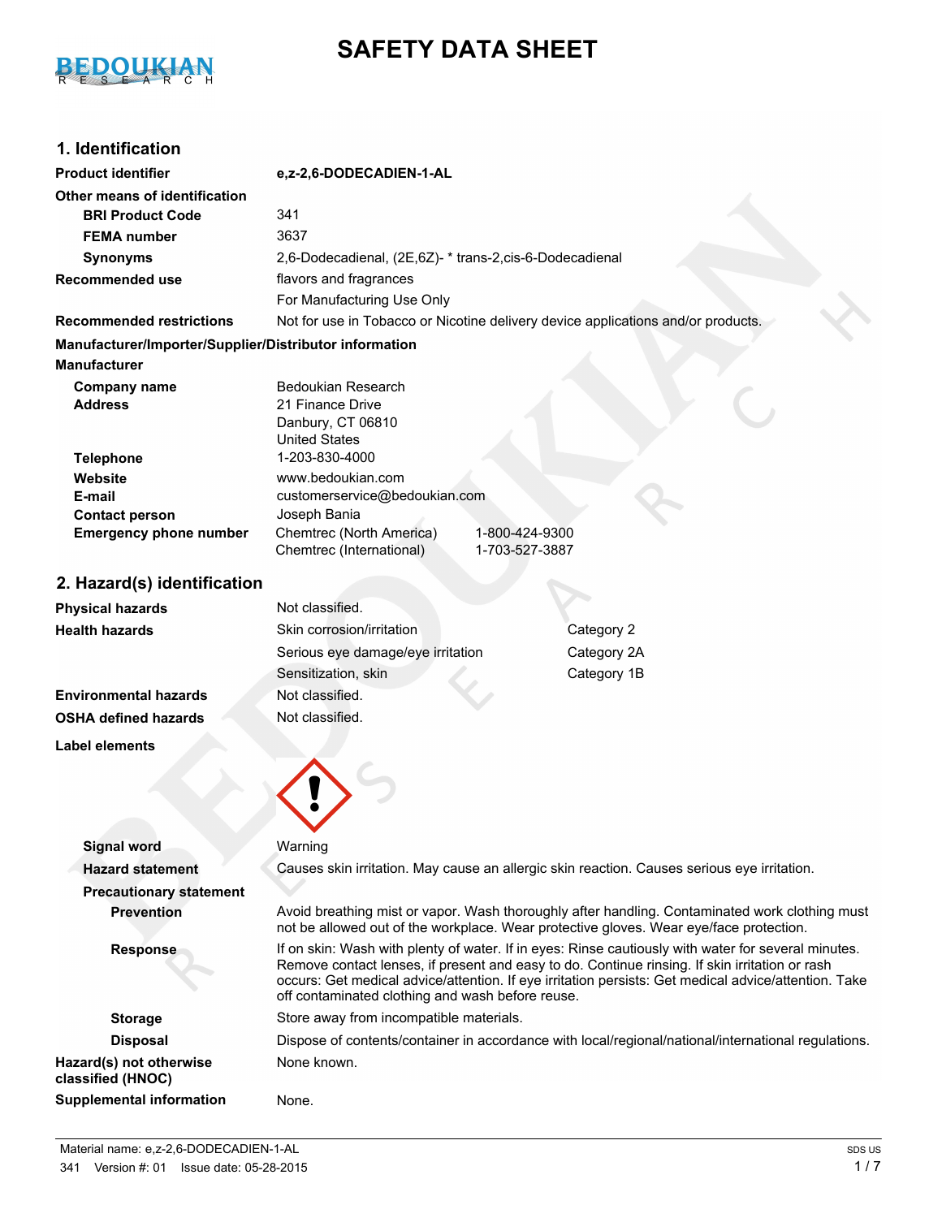# SAFETY DATA SHEET

## 1. Identification

| | |
|---|---|
| **Product identifier** | **e,z-2,6-DODECADIEN-1-AL** |
| **Other means of identification** | |
| **BRI Product Code** | 341 |
| **FEMA number** | 3637 |
| **Synonyms** | 2,6-Dodecadienal, (2E,6Z)- * trans-2,cis-6-Dodecadienal |
| **Recommended use** | flavors and fragrances<br>For Manufacturing Use Only |
| **Recommended restrictions** | Not for use in Tobacco or Nicotine delivery device applications and/or products. |

**Manufacturer/Importer/Supplier/Distributor information**

**Manufacturer**

| | |
|---|---|
| **Company name** | Bedoukian Research |
| **Address** | 21 Finance Drive<br>Danbury, CT 06810<br>United States |
| **Telephone** | 1-203-830-4000 |
| **Website** | www.bedoukian.com |
| **E-mail** | customerservice@bedoukian.com |
| **Contact person** | Joseph Bania |
| **Emergency phone number** | Chemtrec (North America) 1-800-424-9300<br>Chemtrec (International) 1-703-527-3887 |

## 2. Hazard(s) identification

| | | |
|---|---|---|
| **Physical hazards** | Not classified. | |
| **Health hazards** | Skin corrosion/irritation | Category 2 |
| | Serious eye damage/eye irritation | Category 2A |
| | Sensitization, skin | Category 1B |
| **Environmental hazards** | Not classified. | |
| **OSHA defined hazards** | Not classified. | |

**Label elements**

| | |
|---|---|
| **Signal word** | Warning |
| **Hazard statement** | Causes skin irritation. May cause an allergic skin reaction. Causes serious eye irritation. |
| **Precautionary statement** | |
| **Prevention** | Avoid breathing mist or vapor. Wash thoroughly after handling. Contaminated work clothing must not be allowed out of the workplace. Wear protective gloves. Wear eye/face protection. |
| **Response** | If on skin: Wash with plenty of water. If in eyes: Rinse cautiously with water for several minutes. Remove contact lenses, if present and easy to do. Continue rinsing. If skin irritation or rash occurs: Get medical advice/attention. If eye irritation persists: Get medical advice/attention. Take off contaminated clothing and wash before reuse. |
| **Storage** | Store away from incompatible materials. |
| **Disposal** | Dispose of contents/container in accordance with local/regional/national/international regulations. |
| **Hazard(s) not otherwise classified (HNOC)** | None known. |
| **Supplemental information** | None. |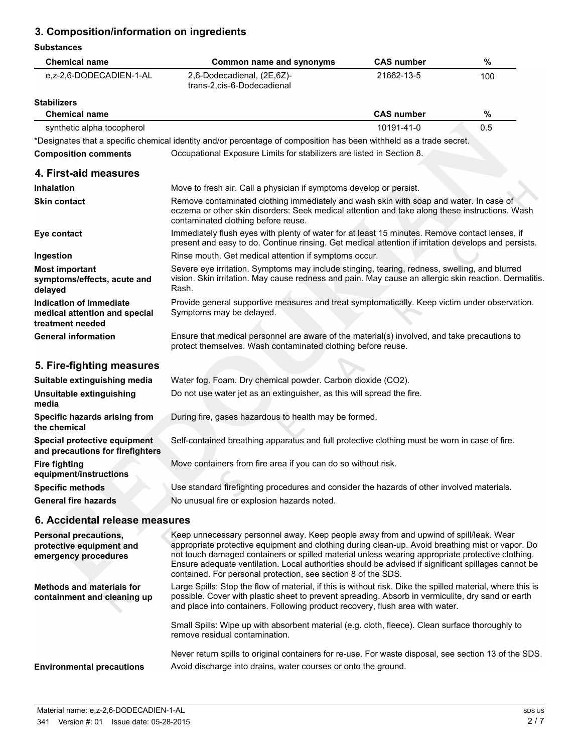## 3. Composition/information on ingredients

**Substances**

| Chemical name | Common name and synonyms | CAS number | % |
|---|---|---|---|
| e,z-2,6-DODECADIEN-1-AL | 2,6-Dodecadienal, (2E,6Z)- trans-2,cis-6-Dodecadienal | 21662-13-5 | 100 |

**Stabilizers**

| Chemical name | CAS number | % |
|---|---|---|
| synthetic alpha tocopherol | 10191-41-0 | 0.5 |

*Designates that a specific chemical identity and/or percentage of composition has been withheld as a trade secret.

**Composition comments** Occupational Exposure Limits for stabilizers are listed in Section 8.

## 4. First-aid measures

**Inhalation** Move to fresh air. Call a physician if symptoms develop or persist.

**Skin contact** Remove contaminated clothing immediately and wash skin with soap and water. In case of eczema or other skin disorders: Seek medical attention and take along these instructions. Wash contaminated clothing before reuse.

**Eye contact** Immediately flush eyes with plenty of water for at least 15 minutes. Remove contact lenses, if present and easy to do. Continue rinsing. Get medical attention if irritation develops and persists.

**Ingestion** Rinse mouth. Get medical attention if symptoms occur.

**Most important symptoms/effects, acute and delayed** Severe eye irritation. Symptoms may include stinging, tearing, redness, swelling, and blurred vision. Skin irritation. May cause redness and pain. May cause an allergic skin reaction. Dermatitis. Rash.

**Indication of immediate medical attention and special treatment needed** Provide general supportive measures and treat symptomatically. Keep victim under observation. Symptoms may be delayed.

**General information** Ensure that medical personnel are aware of the material(s) involved, and take precautions to protect themselves. Wash contaminated clothing before reuse.

## 5. Fire-fighting measures

**Suitable extinguishing media** Water fog. Foam. Dry chemical powder. Carbon dioxide ($CO_2$).

**Unsuitable extinguishing media** Do not use water jet as an extinguisher, as this will spread the fire.

**Specific hazards arising from the chemical** During fire, gases hazardous to health may be formed.

**Special protective equipment and precautions for firefighters** Self-contained breathing apparatus and full protective clothing must be worn in case of fire.

**Fire fighting equipment/instructions** Move containers from fire area if you can do so without risk.

**Specific methods** Use standard firefighting procedures and consider the hazards of other involved materials.

**General fire hazards** No unusual fire or explosion hazards noted.

## 6. Accidental release measures

**Personal precautions, protective equipment and emergency procedures** Keep unnecessary personnel away. Keep people away from and upwind of spill/leak. Wear appropriate protective equipment and clothing during clean-up. Avoid breathing mist or vapor. Do not touch damaged containers or spilled material unless wearing appropriate protective clothing. Ensure adequate ventilation. Local authorities should be advised if significant spillages cannot be contained. For personal protection, see section 8 of the SDS.

**Methods and materials for containment and cleaning up** Large Spills: Stop the flow of material, if this is without risk. Dike the spilled material, where this is possible. Cover with plastic sheet to prevent spreading. Absorb in vermiculite, dry sand or earth and place into containers. Following product recovery, flush area with water.

Small Spills: Wipe up with absorbent material (e.g. cloth, fleece). Clean surface thoroughly to remove residual contamination.

Never return spills to original containers for re-use. For waste disposal, see section 13 of the SDS.

**Environmental precautions** Avoid discharge into drains, water courses or onto the ground.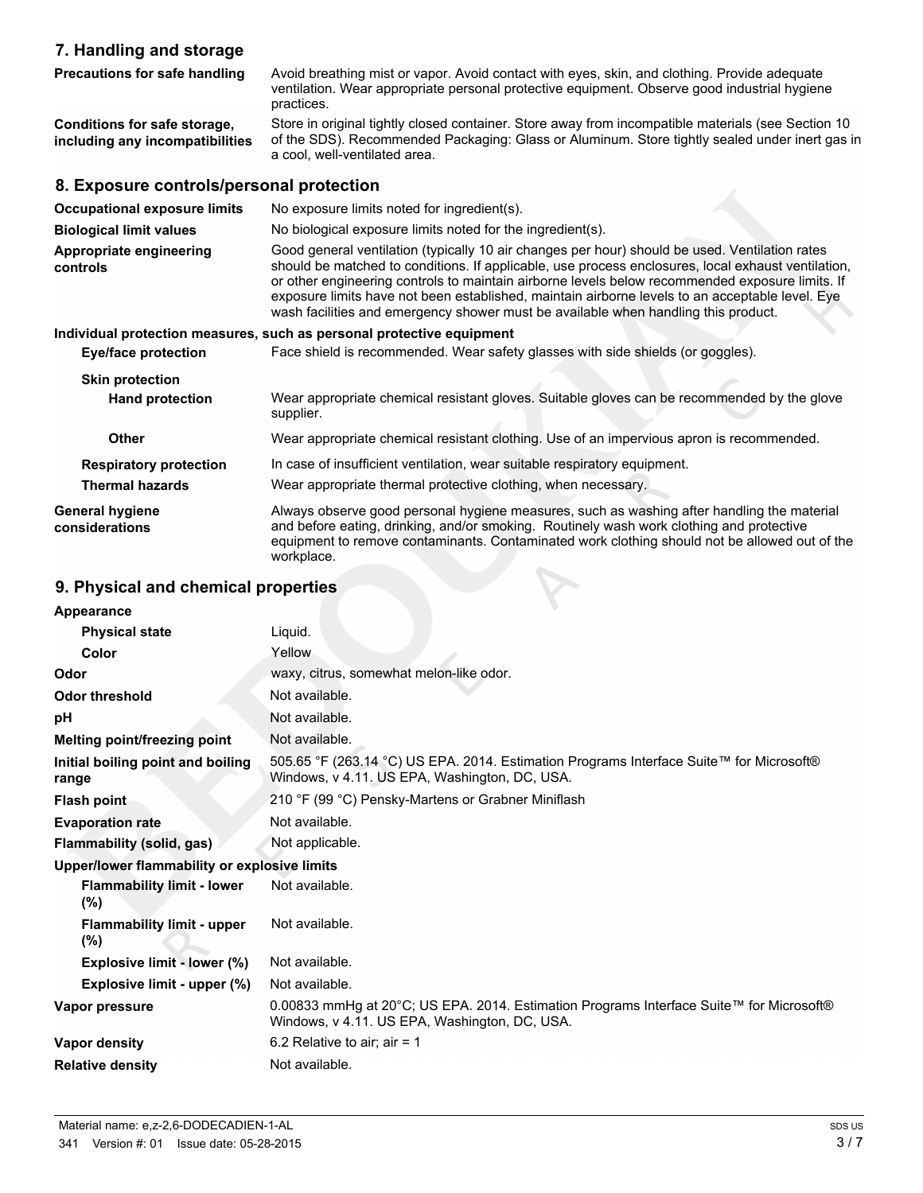## 7. Handling and storage

| | |
|---|---|
| **Precautions for safe handling** | Avoid breathing mist or vapor. Avoid contact with eyes, skin, and clothing. Provide adequate ventilation. Wear appropriate personal protective equipment. Observe good industrial hygiene practices. |
| **Conditions for safe storage, including any incompatibilities** | Store in original tightly closed container. Store away from incompatible materials (see Section 10 of the SDS). Recommended Packaging: Glass or Aluminum. Store tightly sealed under inert gas in a cool, well-ventilated area. |

## 8. Exposure controls/personal protection

| | |
|---|---|
| **Occupational exposure limits** | No exposure limits noted for ingredient(s). |
| **Biological limit values** | No biological exposure limits noted for the ingredient(s). |
| **Appropriate engineering controls** | Good general ventilation (typically 10 air changes per hour) should be used. Ventilation rates should be matched to conditions. If applicable, use process enclosures, local exhaust ventilation, or other engineering controls to maintain airborne levels below recommended exposure limits. If exposure limits have not been established, maintain airborne levels to an acceptable level. Eye wash facilities and emergency shower must be available when handling this product. |

**Individual protection measures, such as personal protective equipment**

| | |
|---|---|
| **Eye/face protection** | Face shield is recommended. Wear safety glasses with side shields (or goggles). |
| **Skin protection** | |
| **Hand protection** | Wear appropriate chemical resistant gloves. Suitable gloves can be recommended by the glove supplier. |
| **Other** | Wear appropriate chemical resistant clothing. Use of an impervious apron is recommended. |
| **Respiratory protection** | In case of insufficient ventilation, wear suitable respiratory equipment. |
| **Thermal hazards** | Wear appropriate thermal protective clothing, when necessary. |
| **General hygiene considerations** | Always observe good personal hygiene measures, such as washing after handling the material and before eating, drinking, and/or smoking. Routinely wash work clothing and protective equipment to remove contaminants. Contaminated work clothing should not be allowed out of the workplace. |

## 9. Physical and chemical properties

| | |
|---|---|
| **Appearance** | |
| **Physical state** | Liquid. |
| **Color** | Yellow |
| **Odor** | waxy, citrus, somewhat melon-like odor. |
| **Odor threshold** | Not available. |
| **pH** | Not available. |
| **Melting point/freezing point** | Not available. |
| **Initial boiling point and boiling range** | 505.65 °F (263.14 °C) US EPA. 2014. Estimation Programs Interface Suite™ for Microsoft® Windows, v 4.11. US EPA, Washington, DC, USA. |
| **Flash point** | 210 °F (99 °C) Pensky-Martens or Grabner Miniflash |
| **Evaporation rate** | Not available. |
| **Flammability (solid, gas)** | Not applicable. |
| **Upper/lower flammability or explosive limits** | |
| **Flammability limit - lower (%)** | Not available. |
| **Flammability limit - upper (%)** | Not available. |
| **Explosive limit - lower (%)** | Not available. |
| **Explosive limit - upper (%)** | Not available. |
| **Vapor pressure** | 0.00833 mmHg at 20°C; US EPA. 2014. Estimation Programs Interface Suite™ for Microsoft® Windows, v 4.11. US EPA, Washington, DC, USA. |
| **Vapor density** | 6.2 Relative to air; air = 1 |
| **Relative density** | Not available. |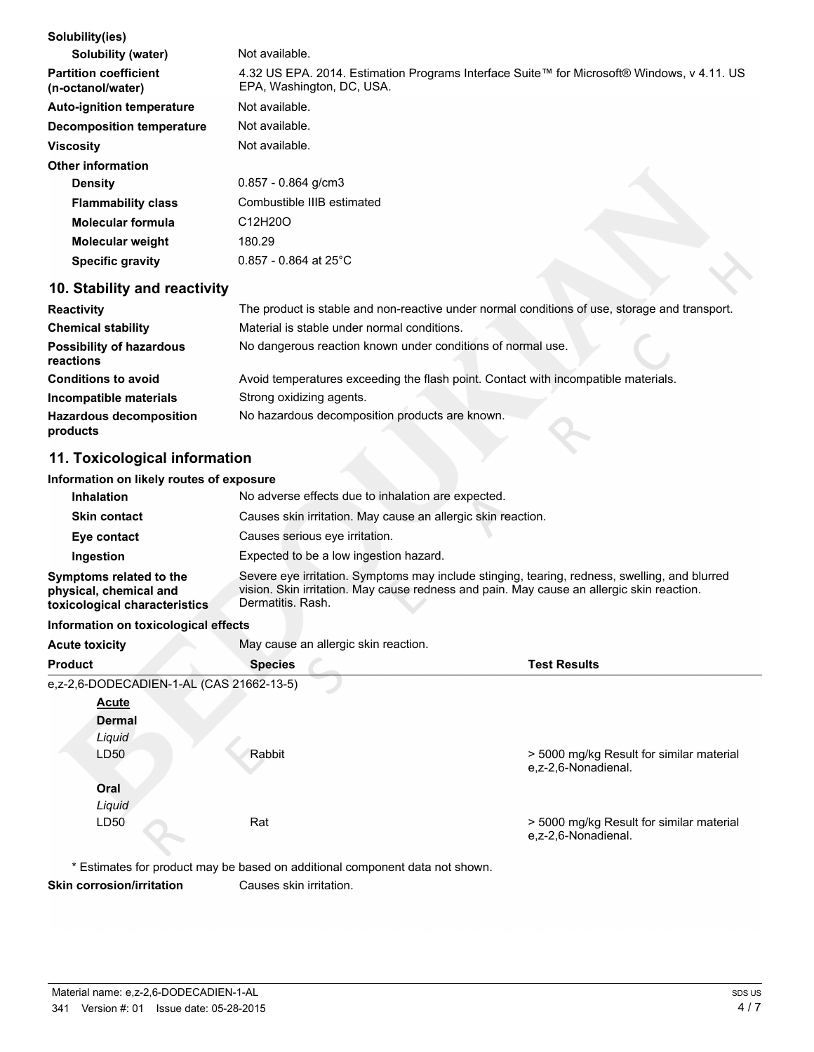| | |
|---|---|
| **Solubility(ies)** | |
| **Solubility (water)** | Not available. |
| **Partition coefficient (n-octanol/water)** | 4.32 US EPA. 2014. Estimation Programs Interface Suite™ for Microsoft® Windows, v 4.11. US EPA, Washington, DC, USA. |
| **Auto-ignition temperature** | Not available. |
| **Decomposition temperature** | Not available. |
| **Viscosity** | Not available. |
| **Other information** | |
| **Density** | 0.857 - 0.864 g/cm3 |
| **Flammability class** | Combustible IIIB estimated |
| **Molecular formula** | $C_{12}H_{20}O$ |
| **Molecular weight** | 180.29 |
| **Specific gravity** | 0.857 - 0.864 at 25°C |

## 10. Stability and reactivity

| | |
|---|---|
| **Reactivity** | The product is stable and non-reactive under normal conditions of use, storage and transport. |
| **Chemical stability** | Material is stable under normal conditions. |
| **Possibility of hazardous reactions** | No dangerous reaction known under conditions of normal use. |
| **Conditions to avoid** | Avoid temperatures exceeding the flash point. Contact with incompatible materials. |
| **Incompatible materials** | Strong oxidizing agents. |
| **Hazardous decomposition products** | No hazardous decomposition products are known. |

## 11. Toxicological information

**Information on likely routes of exposure**

| | |
|---|---|
| **Inhalation** | No adverse effects due to inhalation are expected. |
| **Skin contact** | Causes skin irritation. May cause an allergic skin reaction. |
| **Eye contact** | Causes serious eye irritation. |
| **Ingestion** | Expected to be a low ingestion hazard. |
| **Symptoms related to the physical, chemical and toxicological characteristics** | Severe eye irritation. Symptoms may include stinging, tearing, redness, swelling, and blurred vision. Skin irritation. May cause redness and pain. May cause an allergic skin reaction. Dermatitis. Rash. |

**Information on toxicological effects**

**Acute toxicity** May cause an allergic skin reaction.

| Product | Species | Test Results |
|---|---|---|
| e,z-2,6-DODECADIEN-1-AL (CAS 21662-13-5) | | |
| **Acute** | | |
| **Dermal** | | |
| *Liquid* | | |
| LD50 | Rabbit | > 5000 mg/kg Result for similar material e,z-2,6-Nonadienal. |
| **Oral** | | |
| *Liquid* | | |
| LD50 | Rat | > 5000 mg/kg Result for similar material e,z-2,6-Nonadienal. |

\* Estimates for product may be based on additional component data not shown.

**Skin corrosion/irritation** Causes skin irritation.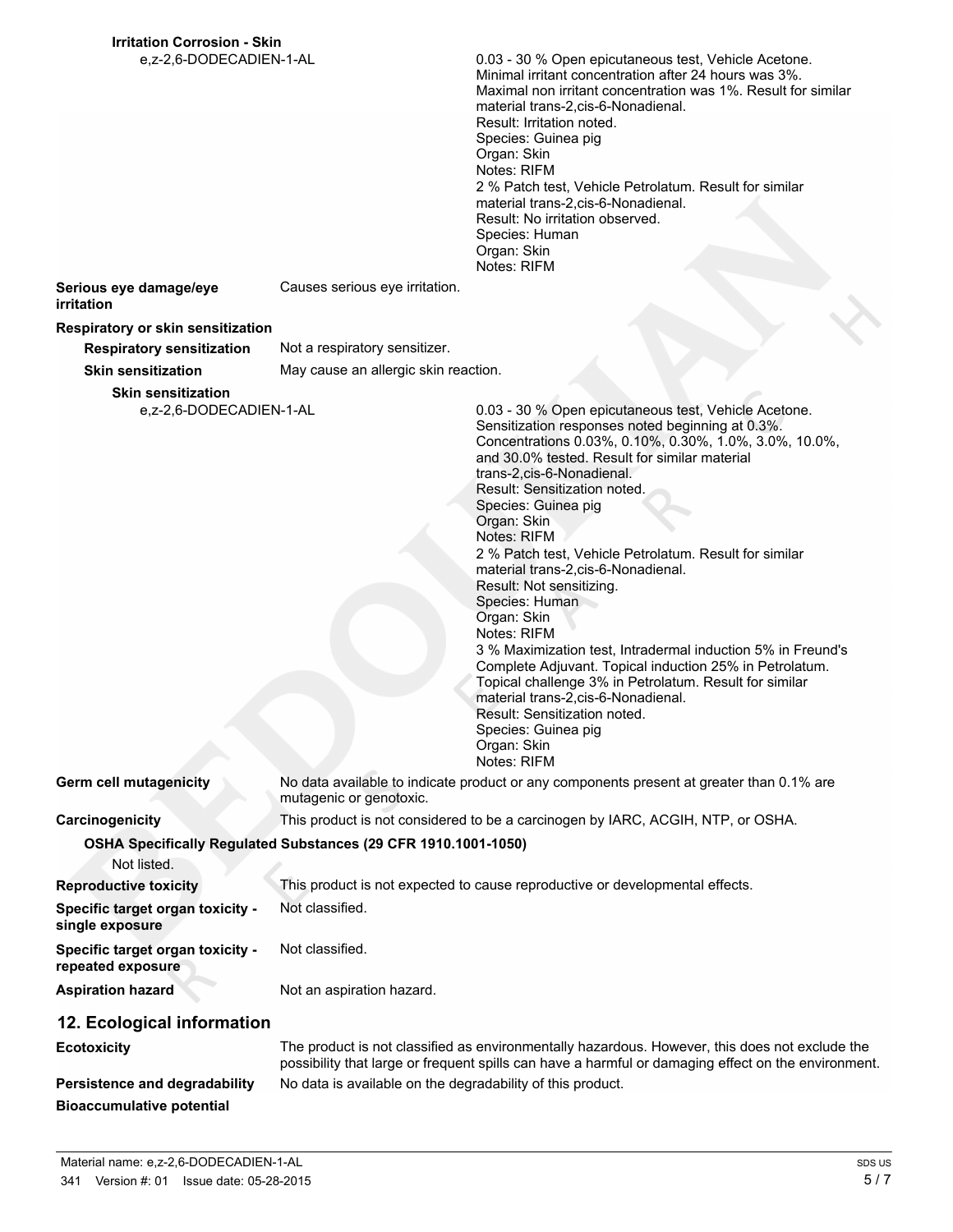**Irritation Corrosion - Skin**

| | |
|---|---|
| e,z-2,6-DODECADIEN-1-AL | 0.03 - 30 % Open epicutaneous test, Vehicle Acetone. Minimal irritant concentration after 24 hours was 3%. Maximal non irritant concentration was 1%. Result for similar material trans-2,cis-6-Nonadienal.<br>Result: Irritation noted.<br>Species: Guinea pig<br>Organ: Skin<br>Notes: RIFM<br>2 % Patch test, Vehicle Petrolatum. Result for similar material trans-2,cis-6-Nonadienal.<br>Result: No irritation observed.<br>Species: Human<br>Organ: Skin<br>Notes: RIFM |

**Serious eye damage/eye irritation** Causes serious eye irritation.

**Respiratory or skin sensitization**

**Respiratory sensitization** Not a respiratory sensitizer.

**Skin sensitization** May cause an allergic skin reaction.

**Skin sensitization**

| | |
|---|---|
| e,z-2,6-DODECADIEN-1-AL | 0.03 - 30 % Open epicutaneous test, Vehicle Acetone. Sensitization responses noted beginning at 0.3%. Concentrations 0.03%, 0.10%, 0.30%, 1.0%, 3.0%, 10.0%, and 30.0% tested. Result for similar material trans-2,cis-6-Nonadienal.<br>Result: Sensitization noted.<br>Species: Guinea pig<br>Organ: Skin<br>Notes: RIFM<br>2 % Patch test, Vehicle Petrolatum. Result for similar material trans-2,cis-6-Nonadienal.<br>Result: Not sensitizing.<br>Species: Human<br>Organ: Skin<br>Notes: RIFM<br>3 % Maximization test, Intradermal induction 5% in Freund's Complete Adjuvant. Topical induction 25% in Petrolatum. Topical challenge 3% in Petrolatum. Result for similar material trans-2,cis-6-Nonadienal.<br>Result: Sensitization noted.<br>Species: Guinea pig<br>Organ: Skin<br>Notes: RIFM |

**Germ cell mutagenicity** No data available to indicate product or any components present at greater than 0.1% are mutagenic or genotoxic.

**Carcinogenicity** This product is not considered to be a carcinogen by IARC, ACGIH, NTP, or OSHA.

**OSHA Specifically Regulated Substances (29 CFR 1910.1001-1050)**

Not listed.

**Reproductive toxicity** This product is not expected to cause reproductive or developmental effects.

**Specific target organ toxicity - single exposure** Not classified.

**Specific target organ toxicity - repeated exposure** Not classified.

**Aspiration hazard** Not an aspiration hazard.

## 12. Ecological information

**Ecotoxicity** The product is not classified as environmentally hazardous. However, this does not exclude the possibility that large or frequent spills can have a harmful or damaging effect on the environment.

**Persistence and degradability** No data is available on the degradability of this product.

**Bioaccumulative potential**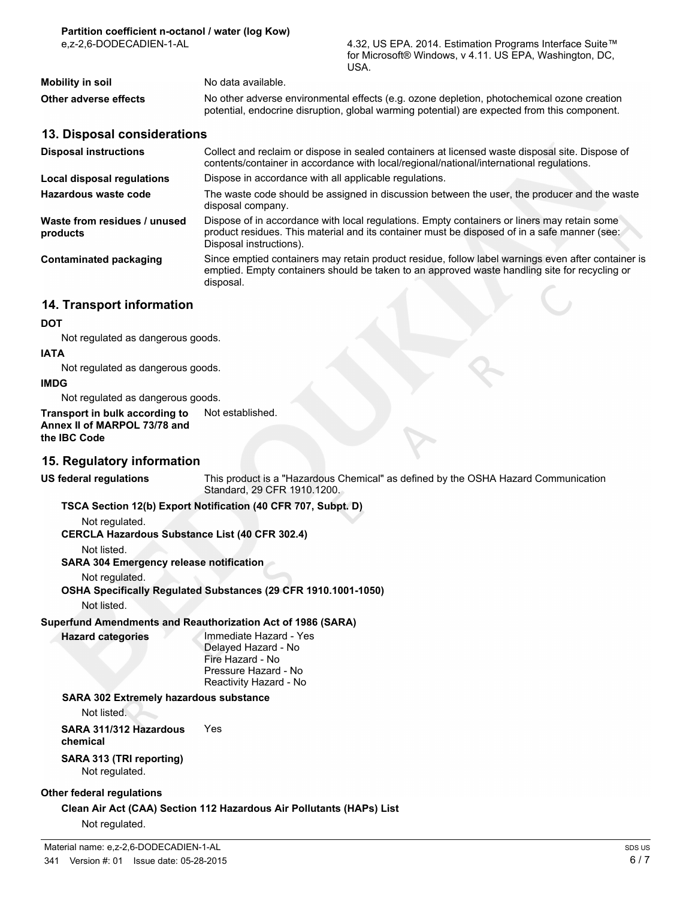**Partition coefficient n-octanol / water (log Kow)**

| | |
|---|---|
| e,z-2,6-DODECADIEN-1-AL | 4.32, US EPA. 2014. Estimation Programs Interface Suite™ for Microsoft® Windows, v 4.11. US EPA, Washington, DC, USA. |
| **Mobility in soil** | No data available. |
| **Other adverse effects** | No other adverse environmental effects (e.g. ozone depletion, photochemical ozone creation potential, endocrine disruption, global warming potential) are expected from this component. |

## 13. Disposal considerations

| | |
|---|---|
| **Disposal instructions** | Collect and reclaim or dispose in sealed containers at licensed waste disposal site. Dispose of contents/container in accordance with local/regional/national/international regulations. |
| **Local disposal regulations** | Dispose in accordance with all applicable regulations. |
| **Hazardous waste code** | The waste code should be assigned in discussion between the user, the producer and the waste disposal company. |
| **Waste from residues / unused products** | Dispose of in accordance with local regulations. Empty containers or liners may retain some product residues. This material and its container must be disposed of in a safe manner (see: Disposal instructions). |
| **Contaminated packaging** | Since emptied containers may retain product residue, follow label warnings even after container is emptied. Empty containers should be taken to an approved waste handling site for recycling or disposal. |

## 14. Transport information

**DOT**

Not regulated as dangerous goods.

**IATA**

Not regulated as dangerous goods.

**IMDG**

Not regulated as dangerous goods.

**Transport in bulk according to Annex II of MARPOL 73/78 and the IBC Code** Not established.

## 15. Regulatory information

**US federal regulations** This product is a "Hazardous Chemical" as defined by the OSHA Hazard Communication Standard, 29 CFR 1910.1200.

**TSCA Section 12(b) Export Notification (40 CFR 707, Subpt. D)**

Not regulated.

**CERCLA Hazardous Substance List (40 CFR 302.4)**

Not listed.

**SARA 304 Emergency release notification**

Not regulated.

**OSHA Specifically Regulated Substances (29 CFR 1910.1001-1050)**

Not listed.

**Superfund Amendments and Reauthorization Act of 1986 (SARA)**

**Hazard categories**
Immediate Hazard - Yes
Delayed Hazard - No
Fire Hazard - No
Pressure Hazard - No
Reactivity Hazard - No

**SARA 302 Extremely hazardous substance**

Not listed.

**SARA 311/312 Hazardous chemical** Yes

**SARA 313 (TRI reporting)**

Not regulated.

**Other federal regulations**

**Clean Air Act (CAA) Section 112 Hazardous Air Pollutants (HAPs) List**

Not regulated.

Material name: e,z-2,6-DODECADIEN-1-AL

341 Version #: 01 Issue date: 05-28-2015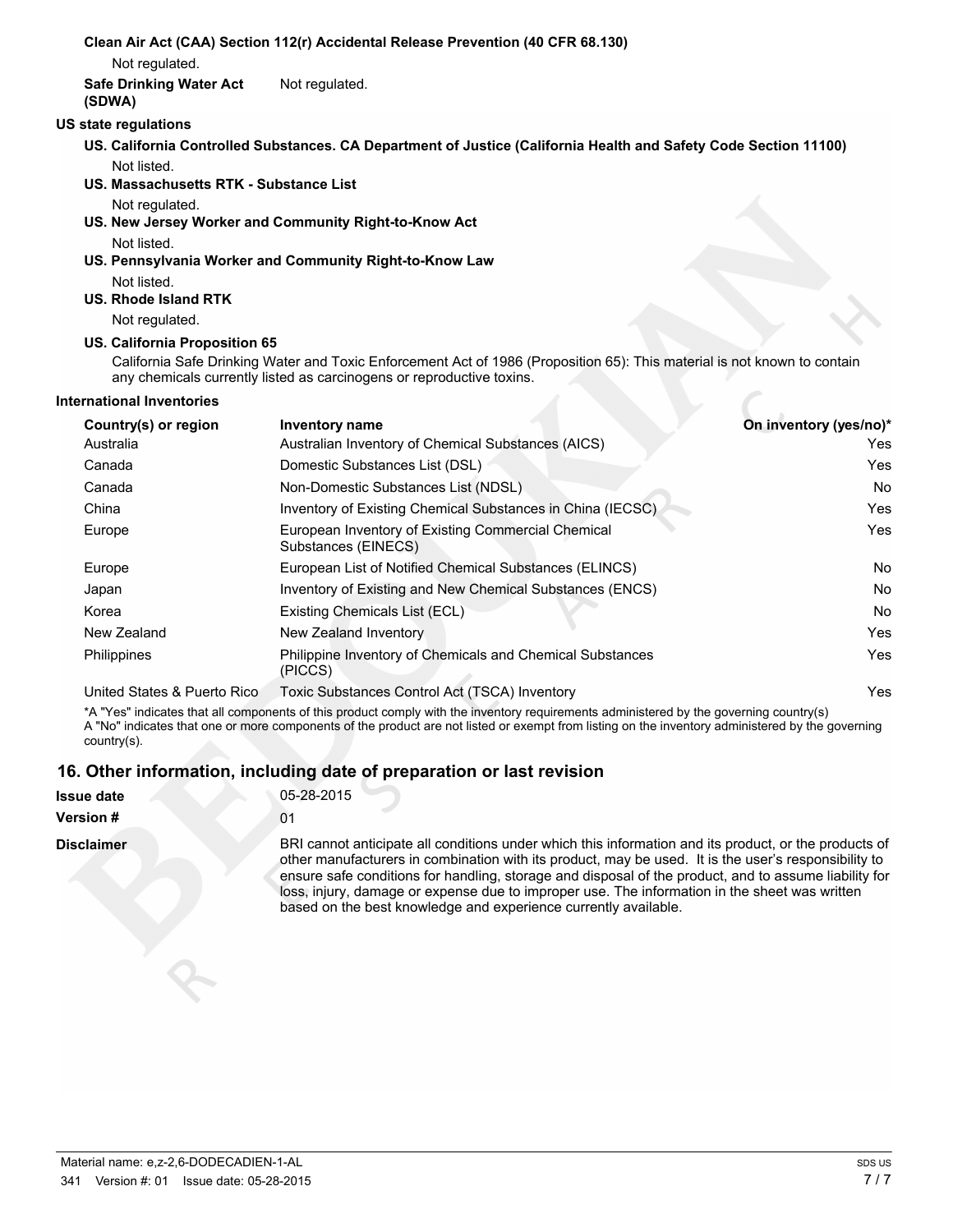**Clean Air Act (CAA) Section 112(r) Accidental Release Prevention (40 CFR 68.130)**

Not regulated.

**Safe Drinking Water Act (SDWA)** Not regulated.

**US state regulations**

**US. California Controlled Substances. CA Department of Justice (California Health and Safety Code Section 11100)**

Not listed.

**US. Massachusetts RTK - Substance List**

Not regulated.

**US. New Jersey Worker and Community Right-to-Know Act**

Not listed.

**US. Pennsylvania Worker and Community Right-to-Know Law**

Not listed.

**US. Rhode Island RTK**

Not regulated.

**US. California Proposition 65**

California Safe Drinking Water and Toxic Enforcement Act of 1986 (Proposition 65): This material is not known to contain any chemicals currently listed as carcinogens or reproductive toxins.

**International Inventories**

| Country(s) or region | Inventory name | On inventory (yes/no)* |
|---|---|---|
| Australia | Australian Inventory of Chemical Substances (AICS) | Yes |
| Canada | Domestic Substances List (DSL) | Yes |
| Canada | Non-Domestic Substances List (NDSL) | No |
| China | Inventory of Existing Chemical Substances in China (IECSC) | Yes |
| Europe | European Inventory of Existing Commercial Chemical Substances (EINECS) | Yes |
| Europe | European List of Notified Chemical Substances (ELINCS) | No |
| Japan | Inventory of Existing and New Chemical Substances (ENCS) | No |
| Korea | Existing Chemicals List (ECL) | No |
| New Zealand | New Zealand Inventory | Yes |
| Philippines | Philippine Inventory of Chemicals and Chemical Substances (PICCS) | Yes |
| United States & Puerto Rico | Toxic Substances Control Act (TSCA) Inventory | Yes |

*A "Yes" indicates that all components of this product comply with the inventory requirements administered by the governing country(s)
A "No" indicates that one or more components of the product are not listed or exempt from listing on the inventory administered by the governing country(s).

## 16. Other information, including date of preparation or last revision

**Issue date** 05-28-2015

**Version #** 01

**Disclaimer** BRI cannot anticipate all conditions under which this information and its product, or the products of other manufacturers in combination with its product, may be used. It is the user's responsibility to ensure safe conditions for handling, storage and disposal of the product, and to assume liability for loss, injury, damage or expense due to improper use. The information in the sheet was written based on the best knowledge and experience currently available.